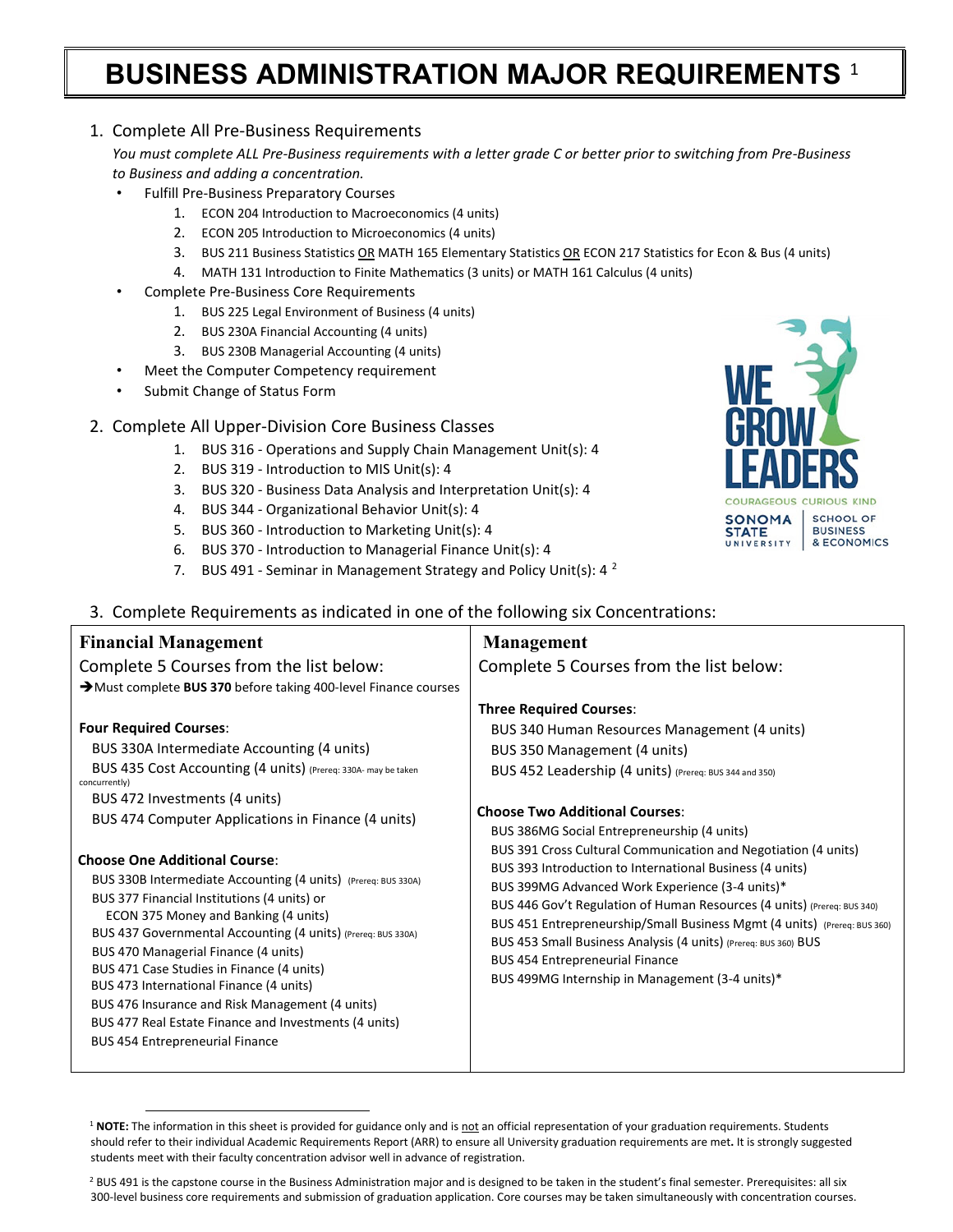# BUSINESS ADMINISTRATION MAJOR REQUIREMENTS [1]

1. Complete All Pre-Business Requirements

   *You must complete ALL Pre-Business requirements with a letter grade C or better prior to switching from Pre-Business to Business and adding a concentration.*

   - Fulfill Pre-Business Preparatory Courses
     1. ECON 204 Introduction to Macroeconomics (4 units)
     2. ECON 205 Introduction to Microeconomics (4 units)
     3. BUS 211 Business Statistics OR MATH 165 Elementary Statistics OR ECON 217 Statistics for Econ & Bus (4 units)
     4. MATH 131 Introduction to Finite Mathematics (3 units) or MATH 161 Calculus (4 units)
   - Complete Pre-Business Core Requirements
     1. BUS 225 Legal Environment of Business (4 units)
     2. BUS 230A Financial Accounting (4 units)
     3. BUS 230B Managerial Accounting (4 units)
   - Meet the Computer Competency requirement
   - Submit Change of Status Form

2. Complete All Upper-Division Core Business Classes
   1. BUS 316 - Operations and Supply Chain Management Unit(s): 4
   2. BUS 319 - Introduction to MIS Unit(s): 4
   3. BUS 320 - Business Data Analysis and Interpretation Unit(s): 4
   4. BUS 344 - Organizational Behavior Unit(s): 4
   5. BUS 360 - Introduction to Marketing Unit(s): 4
   6. BUS 370 - Introduction to Managerial Finance Unit(s): 4
   7. BUS 491 - Seminar in Management Strategy and Policy Unit(s): 4 [2]

WE GROW LEADERS
COURAGEOUS CURIOUS KIND
SONOMA STATE UNIVERSITY | SCHOOL OF BUSINESS & ECONOMICS

3. Complete Requirements as indicated in one of the following six Concentrations:

## Financial Management

Complete 5 Courses from the list below:

➔Must complete **BUS 370** before taking 400-level Finance courses

**Four Required Courses**:

- BUS 330A Intermediate Accounting (4 units)
- BUS 435 Cost Accounting (4 units) (Prereq: 330A- may be taken concurrently)
- BUS 472 Investments (4 units)
- BUS 474 Computer Applications in Finance (4 units)

**Choose One Additional Course**:

- BUS 330B Intermediate Accounting (4 units) (Prereq: BUS 330A)
- BUS 377 Financial Institutions (4 units) or ECON 375 Money and Banking (4 units)
- BUS 437 Governmental Accounting (4 units) (Prereq: BUS 330A)
- BUS 470 Managerial Finance (4 units)
- BUS 471 Case Studies in Finance (4 units)
- BUS 473 International Finance (4 units)
- BUS 476 Insurance and Risk Management (4 units)
- BUS 477 Real Estate Finance and Investments (4 units)
- BUS 454 Entrepreneurial Finance

## Management

Complete 5 Courses from the list below:

**Three Required Courses**:

- BUS 340 Human Resources Management (4 units)
- BUS 350 Management (4 units)
- BUS 452 Leadership (4 units) (Prereq: BUS 344 and 350)

**Choose Two Additional Courses**:

- BUS 386MG Social Entrepreneurship (4 units)
- BUS 391 Cross Cultural Communication and Negotiation (4 units)
- BUS 393 Introduction to International Business (4 units)
- BUS 399MG Advanced Work Experience (3-4 units)*
- BUS 446 Gov't Regulation of Human Resources (4 units) (Prereq: BUS 340)
- BUS 451 Entrepreneurship/Small Business Mgmt (4 units) (Prereq: BUS 360)
- BUS 453 Small Business Analysis (4 units) (Prereq: BUS 360) BUS
- BUS 454 Entrepreneurial Finance
- BUS 499MG Internship in Management (3-4 units)*

---

[1] **NOTE:** The information in this sheet is provided for guidance only and is not an official representation of your graduation requirements. Students should refer to their individual Academic Requirements Report (ARR) to ensure all University graduation requirements are met**.** It is strongly suggested students meet with their faculty concentration advisor well in advance of registration.

[2] BUS 491 is the capstone course in the Business Administration major and is designed to be taken in the student's final semester. Prerequisites: all six 300-level business core requirements and submission of graduation application. Core courses may be taken simultaneously with concentration courses.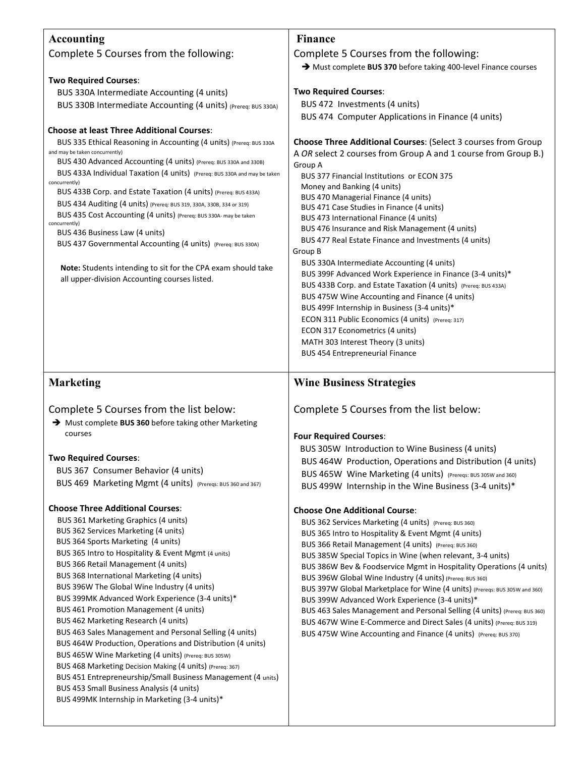## Accounting

Complete 5 Courses from the following:

**Two Required Courses**:

- BUS 330A Intermediate Accounting (4 units)
- BUS 330B Intermediate Accounting (4 units) (Prereq: BUS 330A)

**Choose at least Three Additional Courses**:

- BUS 335 Ethical Reasoning in Accounting (4 units) (Prereq: BUS 330A and may be taken concurrently)
- BUS 430 Advanced Accounting (4 units) (Prereq: BUS 330A and 330B)
- BUS 433A Individual Taxation (4 units) (Prereq: BUS 330A and may be taken concurrently)
- BUS 433B Corp. and Estate Taxation (4 units) (Prereq: BUS 433A)
- BUS 434 Auditing (4 units) (Prereq: BUS 319, 330A, 330B, 334 or 319)
- BUS 435 Cost Accounting (4 units) (Prereq: BUS 330A- may be taken concurrently)
- BUS 436 Business Law (4 units)
- BUS 437 Governmental Accounting (4 units) (Prereq: BUS 330A)

**Note:** Students intending to sit for the CPA exam should take all upper-division Accounting courses listed.

## Finance

Complete 5 Courses from the following:

➔ Must complete **BUS 370** before taking 400-level Finance courses

**Two Required Courses**:

- BUS 472 Investments (4 units)
- BUS 474 Computer Applications in Finance (4 units)

**Choose Three Additional Courses**: (Select 3 courses from Group A *OR* select 2 courses from Group A and 1 course from Group B.)

Group A

- BUS 377 Financial Institutions or ECON 375 Money and Banking (4 units)
- BUS 470 Managerial Finance (4 units)
- BUS 471 Case Studies in Finance (4 units)
- BUS 473 International Finance (4 units)
- BUS 476 Insurance and Risk Management (4 units)
- BUS 477 Real Estate Finance and Investments (4 units)

Group B

- BUS 330A Intermediate Accounting (4 units)
- BUS 399F Advanced Work Experience in Finance (3-4 units)*
- BUS 433B Corp. and Estate Taxation (4 units) (Prereq: BUS 433A)
- BUS 475W Wine Accounting and Finance (4 units)
- BUS 499F Internship in Business (3-4 units)*
- ECON 311 Public Economics (4 units) (Prereq: 317)
- ECON 317 Econometrics (4 units)
- MATH 303 Interest Theory (3 units)
- BUS 454 Entrepreneurial Finance

## Marketing

Complete 5 Courses from the list below:

➔ Must complete **BUS 360** before taking other Marketing courses

**Two Required Courses**:

- BUS 367 Consumer Behavior (4 units)
- BUS 469 Marketing Mgmt (4 units) (Prereqs: BUS 360 and 367)

**Choose Three Additional Courses**:

- BUS 361 Marketing Graphics (4 units)
- BUS 362 Services Marketing (4 units)
- BUS 364 Sports Marketing (4 units)
- BUS 365 Intro to Hospitality & Event Mgmt (4 units)
- BUS 366 Retail Management (4 units)
- BUS 368 International Marketing (4 units)
- BUS 396W The Global Wine Industry (4 units)
- BUS 399MK Advanced Work Experience (3-4 units)*
- BUS 461 Promotion Management (4 units)
- BUS 462 Marketing Research (4 units)
- BUS 463 Sales Management and Personal Selling (4 units)
- BUS 464W Production, Operations and Distribution (4 units)
- BUS 465W Wine Marketing (4 units) (Prereq: BUS 305W)
- BUS 468 Marketing Decision Making (4 units) (Prereq: 367)
- BUS 451 Entrepreneurship/Small Business Management (4 units)
- BUS 453 Small Business Analysis (4 units)
- BUS 499MK Internship in Marketing (3-4 units)*

## Wine Business Strategies

Complete 5 Courses from the list below:

**Four Required Courses**:

- BUS 305W Introduction to Wine Business (4 units)
- BUS 464W Production, Operations and Distribution (4 units)
- BUS 465W Wine Marketing (4 units) (Prereqs: BUS 305W and 360)
- BUS 499W Internship in the Wine Business (3-4 units)*

**Choose One Additional Course**:

- BUS 362 Services Marketing (4 units) (Prereq: BUS 360)
- BUS 365 Intro to Hospitality & Event Mgmt (4 units)
- BUS 366 Retail Management (4 units) (Prereq: BUS 360)
- BUS 385W Special Topics in Wine (when relevant, 3-4 units)
- BUS 386W Bev & Foodservice Mgmt in Hospitality Operations (4 units)
- BUS 396W Global Wine Industry (4 units) (Prereq: BUS 360)
- BUS 397W Global Marketplace for Wine (4 units) (Prereqs: BUS 305W and 360)
- BUS 399W Advanced Work Experience (3-4 units)*
- BUS 463 Sales Management and Personal Selling (4 units) (Prereq: BUS 360)
- BUS 467W Wine E-Commerce and Direct Sales (4 units) (Prereq: BUS 319)
- BUS 475W Wine Accounting and Finance (4 units) (Prereq: BUS 370)